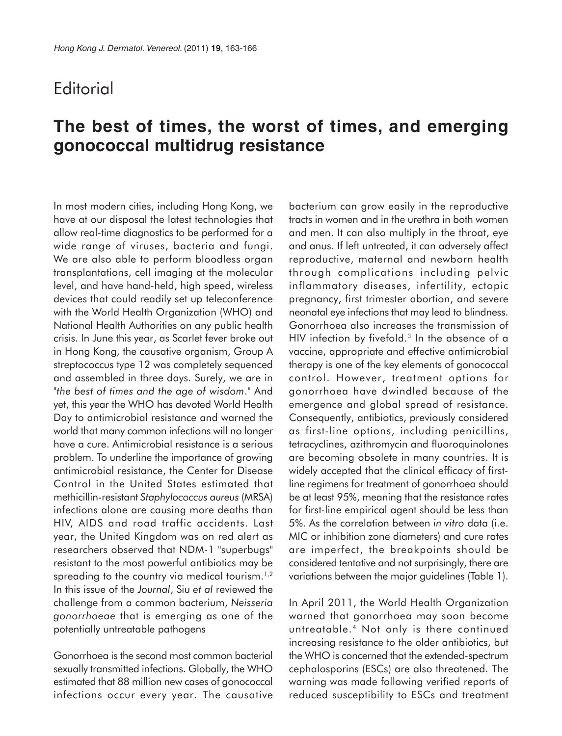# Editorial

## The best of times, the worst of times, and emerging gonococcal multidrug resistance

In most modern cities, including Hong Kong, we have at our disposal the latest technologies that allow real-time diagnostics to be performed for a wide range of viruses, bacteria and fungi. We are also able to perform bloodless organ transplantations, cell imaging at the molecular level, and have hand-held, high speed, wireless devices that could readily set up teleconference with the World Health Organization (WHO) and National Health Authorities on any public health crisis. In June this year, as Scarlet fever broke out in Hong Kong, the causative organism, Group A streptococcus type 12 was completely sequenced and assembled in three days. Surely, we are in "*the best of times and the age of wisdom*." And yet, this year the WHO has devoted World Health Day to antimicrobial resistance and warned the world that many common infections will no longer have a cure. Antimicrobial resistance is a serious problem. To underline the importance of growing antimicrobial resistance, the Center for Disease Control in the United States estimated that methicillin-resistant *Staphylococcus aureus* (MRSA) infections alone are causing more deaths than HIV, AIDS and road traffic accidents. Last year, the United Kingdom was on red alert as researchers observed that NDM-1 "superbugs" resistant to the most powerful antibiotics may be spreading to the country via medical tourism.[1,2] In this issue of the *Journal*, Siu *et al* reviewed the challenge from a common bacterium, *Neisseria gonorrhoeae* that is emerging as one of the potentially untreatable pathogens

Gonorrhoea is the second most common bacterial sexually transmitted infections. Globally, the WHO estimated that 88 million new cases of gonococcal infections occur every year. The causative bacterium can grow easily in the reproductive tracts in women and in the urethra in both women and men. It can also multiply in the throat, eye and anus. If left untreated, it can adversely affect reproductive, maternal and newborn health through complications including pelvic inflammatory diseases, infertility, ectopic pregnancy, first trimester abortion, and severe neonatal eye infections that may lead to blindness. Gonorrhoea also increases the transmission of HIV infection by fivefold.[3] In the absence of a vaccine, appropriate and effective antimicrobial therapy is one of the key elements of gonococcal control. However, treatment options for gonorrhoea have dwindled because of the emergence and global spread of resistance. Consequently, antibiotics, previously considered as first-line options, including penicillins, tetracyclines, azithromycin and fluoroquinolones are becoming obsolete in many countries. It is widely accepted that the clinical efficacy of first-line regimens for treatment of gonorrhoea should be at least 95%, meaning that the resistance rates for first-line empirical agent should be less than 5%. As the correlation between *in vitro* data (i.e. MIC or inhibition zone diameters) and cure rates are imperfect, the breakpoints should be considered tentative and not surprisingly, there are variations between the major guidelines (Table 1).

In April 2011, the World Health Organization warned that gonorrhoea may soon become untreatable.[4] Not only is there continued increasing resistance to the older antibiotics, but the WHO is concerned that the extended-spectrum cephalosporins (ESCs) are also threatened. The warning was made following verified reports of reduced susceptibility to ESCs and treatment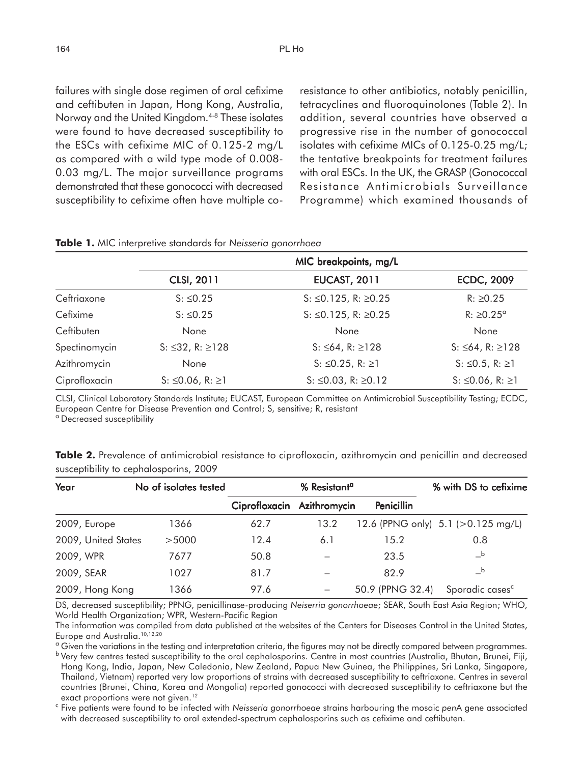failures with single dose regimen of oral cefixime and ceftibuten in Japan, Hong Kong, Australia, Norway and the United Kingdom.[4-8] These isolates were found to have decreased susceptibility to the ESCs with cefixime MIC of 0.125-2 mg/L as compared with a wild type mode of 0.008-0.03 mg/L. The major surveillance programs demonstrated that these gonococci with decreased susceptibility to cefixime often have multiple co-resistance to other antibiotics, notably penicillin, tetracyclines and fluoroquinolones (Table 2). In addition, several countries have observed a progressive rise in the number of gonococcal isolates with cefixime MICs of 0.125-0.25 mg/L; the tentative breakpoints for treatment failures with oral ESCs. In the UK, the GRASP (Gonococcal Resistance Antimicrobials Surveillance Programme) which examined thousands of

**Table 1.** MIC interpretive standards for *Neisseria gonorrhoea*

| | MIC breakpoints, mg/L | | |
|---|---|---|---|
| | CLSI, 2011 | EUCAST, 2011 | ECDC, 2009 |
| Ceftriaxone | S: ≤0.25 | S: ≤0.125, R: ≥0.25 | R: ≥0.25 |
| Cefixime | S: ≤0.25 | S: ≤0.125, R: ≥0.25 | R: ≥0.25[a] |
| Ceftibuten | None | None | None |
| Spectinomycin | S: ≤32, R: ≥128 | S: ≤64, R: ≥128 | S: ≤64, R: ≥128 |
| Azithromycin | None | S: ≤0.25, R: ≥1 | S: ≤0.5, R: ≥1 |
| Ciprofloxacin | S: ≤0.06, R: ≥1 | S: ≤0.03, R: ≥0.12 | S: ≤0.06, R: ≥1 |

CLSI, Clinical Laboratory Standards Institute; EUCAST, European Committee on Antimicrobial Susceptibility Testing; ECDC, European Centre for Disease Prevention and Control; S, sensitive; R, resistant
[a] Decreased susceptibility

**Table 2.** Prevalence of antimicrobial resistance to ciprofloxacin, azithromycin and penicillin and decreased susceptibility to cephalosporins, 2009

| Year | No of isolates tested | % Resistant[a] | | | % with DS to cefixime |
|---|---|---|---|---|---|
| | | Ciprofloxacin | Azithromycin | Penicillin | |
| 2009, Europe | 1366 | 62.7 | 13.2 | 12.6 (PPNG only) | 5.1 (>0.125 mg/L) |
| 2009, United States | >5000 | 12.4 | 6.1 | 15.2 | 0.8 |
| 2009, WPR | 7677 | 50.8 | – | 23.5 | –[b] |
| 2009, SEAR | 1027 | 81.7 | – | 82.9 | –[b] |
| 2009, Hong Kong | 1366 | 97.6 | – | 50.9 (PPNG 32.4) | Sporadic cases[c] |

DS, decreased susceptibility; PPNG, penicillinase-producing *Neiserria gonorrhoeae*; SEAR, South East Asia Region; WHO, World Health Organization; WPR, Western-Pacific Region

The information was compiled from data published at the websites of the Centers for Diseases Control in the United States, Europe and Australia.[10,12,20]

[a] Given the variations in the testing and interpretation criteria, the figures may not be directly compared between programmes.

[b] Very few centres tested susceptibility to the oral cephalosporins. Centre in most countries (Australia, Bhutan, Brunei, Fiji, Hong Kong, India, Japan, New Caledonia, New Zealand, Papua New Guinea, the Philippines, Sri Lanka, Singapore, Thailand, Vietnam) reported very low proportions of strains with decreased susceptibility to ceftriaxone. Centres in several countries (Brunei, China, Korea and Mongolia) reported gonococci with decreased susceptibility to ceftriaxone but the exact proportions were not given.[12]

[c] Five patients were found to be infected with *Neisseria gonorrhoeae* strains harbouring the mosaic *pen*A gene associated with decreased susceptibility to oral extended-spectrum cephalosporins such as cefixime and ceftibuten.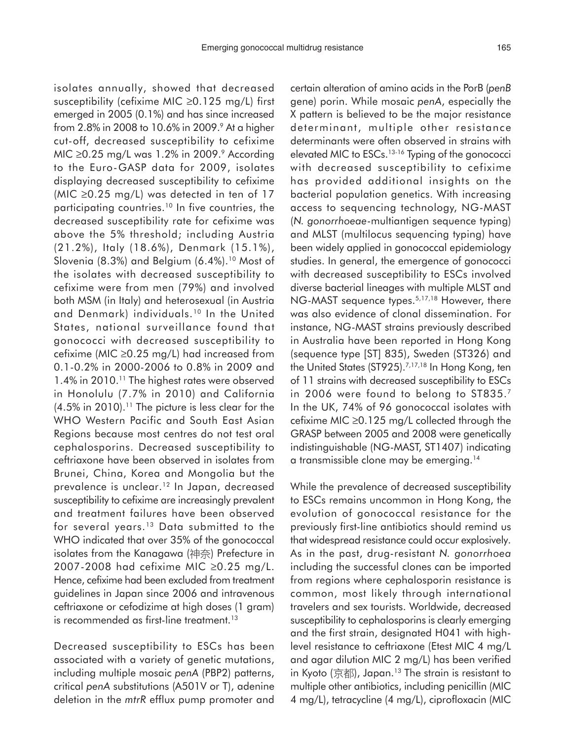isolates annually, showed that decreased susceptibility (cefixime MIC ≥0.125 mg/L) first emerged in 2005 (0.1%) and has since increased from 2.8% in 2008 to 10.6% in 2009.[9] At a higher cut-off, decreased susceptibility to cefixime MIC ≥0.25 mg/L was 1.2% in 2009.[9] According to the Euro-GASP data for 2009, isolates displaying decreased susceptibility to cefixime (MIC ≥0.25 mg/L) was detected in ten of 17 participating countries.[10] In five countries, the decreased susceptibility rate for cefixime was above the 5% threshold; including Austria (21.2%), Italy (18.6%), Denmark (15.1%), Slovenia (8.3%) and Belgium (6.4%).[10] Most of the isolates with decreased susceptibility to cefixime were from men (79%) and involved both MSM (in Italy) and heterosexual (in Austria and Denmark) individuals.[10] In the United States, national surveillance found that gonococci with decreased susceptibility to cefixime (MIC ≥0.25 mg/L) had increased from 0.1-0.2% in 2000-2006 to 0.8% in 2009 and 1.4% in 2010.[11] The highest rates were observed in Honolulu (7.7% in 2010) and California (4.5% in 2010).[11] The picture is less clear for the WHO Western Pacific and South East Asian Regions because most centres do not test oral cephalosporins. Decreased susceptibility to ceftriaxone have been observed in isolates from Brunei, China, Korea and Mongolia but the prevalence is unclear.[12] In Japan, decreased susceptibility to cefixime are increasingly prevalent and treatment failures have been observed for several years.[13] Data submitted to the WHO indicated that over 35% of the gonococcal isolates from the Kanagawa (神奈) Prefecture in 2007-2008 had cefixime MIC ≥0.25 mg/L. Hence, cefixime had been excluded from treatment guidelines in Japan since 2006 and intravenous ceftriaxone or cefodizime at high doses (1 gram) is recommended as first-line treatment.[13]

Decreased susceptibility to ESCs has been associated with a variety of genetic mutations, including multiple mosaic *penA* (PBP2) patterns, critical *penA* substitutions (A501V or T), adenine deletion in the *mtrR* efflux pump promoter and certain alteration of amino acids in the PorB (*penB* gene) porin. While mosaic *penA*, especially the X pattern is believed to be the major resistance determinant, multiple other resistance determinants were often observed in strains with elevated MIC to ESCs.[13-16] Typing of the gonococci with decreased susceptibility to cefixime has provided additional insights on the bacterial population genetics. With increasing access to sequencing technology, NG-MAST (*N. gonorrhoeae*-multiantigen sequence typing) and MLST (multilocus sequencing typing) have been widely applied in gonococcal epidemiology studies. In general, the emergence of gonococci with decreased susceptibility to ESCs involved diverse bacterial lineages with multiple MLST and NG-MAST sequence types.[5,17,18] However, there was also evidence of clonal dissemination. For instance, NG-MAST strains previously described in Australia have been reported in Hong Kong (sequence type [ST] 835), Sweden (ST326) and the United States (ST925).[7,17,18] In Hong Kong, ten of 11 strains with decreased susceptibility to ESCs in 2006 were found to belong to ST835.[7] In the UK, 74% of 96 gonococcal isolates with cefixime MIC ≥0.125 mg/L collected through the GRASP between 2005 and 2008 were genetically indistinguishable (NG-MAST, ST1407) indicating a transmissible clone may be emerging.[14]

While the prevalence of decreased susceptibility to ESCs remains uncommon in Hong Kong, the evolution of gonococcal resistance for the previously first-line antibiotics should remind us that widespread resistance could occur explosively. As in the past, drug-resistant *N. gonorrhoea* including the successful clones can be imported from regions where cephalosporin resistance is common, most likely through international travelers and sex tourists. Worldwide, decreased susceptibility to cephalosporins is clearly emerging and the first strain, designated H041 with high-level resistance to ceftriaxone (Etest MIC 4 mg/L and agar dilution MIC 2 mg/L) has been verified in Kyoto (京都), Japan.[13] The strain is resistant to multiple other antibiotics, including penicillin (MIC 4 mg/L), tetracycline (4 mg/L), ciprofloxacin (MIC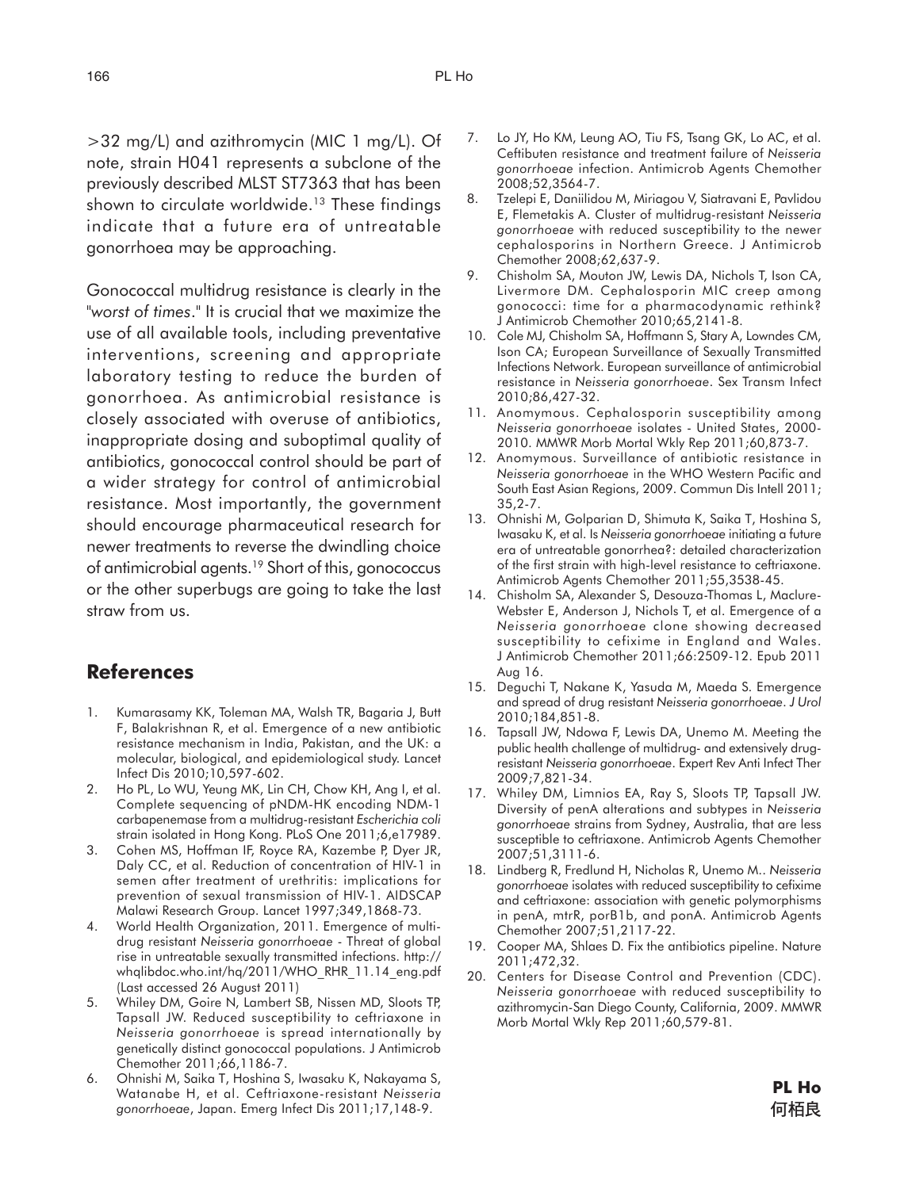>32 mg/L) and azithromycin (MIC 1 mg/L). Of note, strain H041 represents a subclone of the previously described MLST ST7363 that has been shown to circulate worldwide.[13] These findings indicate that a future era of untreatable gonorrhoea may be approaching.

Gonococcal multidrug resistance is clearly in the "*worst of times*." It is crucial that we maximize the use of all available tools, including preventative interventions, screening and appropriate laboratory testing to reduce the burden of gonorrhoea. As antimicrobial resistance is closely associated with overuse of antibiotics, inappropriate dosing and suboptimal quality of antibiotics, gonococcal control should be part of a wider strategy for control of antimicrobial resistance. Most importantly, the government should encourage pharmaceutical research for newer treatments to reverse the dwindling choice of antimicrobial agents.[19] Short of this, gonococcus or the other superbugs are going to take the last straw from us.

## References

1. Kumarasamy KK, Toleman MA, Walsh TR, Bagaria J, Butt F, Balakrishnan R, et al. Emergence of a new antibiotic resistance mechanism in India, Pakistan, and the UK: a molecular, biological, and epidemiological study. Lancet Infect Dis 2010;10,597-602.
2. Ho PL, Lo WU, Yeung MK, Lin CH, Chow KH, Ang I, et al. Complete sequencing of pNDM-HK encoding NDM-1 carbapenemase from a multidrug-resistant *Escherichia coli* strain isolated in Hong Kong. PLoS One 2011;6,e17989.
3. Cohen MS, Hoffman IF, Royce RA, Kazembe P, Dyer JR, Daly CC, et al. Reduction of concentration of HIV-1 in semen after treatment of urethritis: implications for prevention of sexual transmission of HIV-1. AIDSCAP Malawi Research Group. Lancet 1997;349,1868-73.
4. World Health Organization, 2011. Emergence of multi-drug resistant *Neisseria gonorrhoeae* - Threat of global rise in untreatable sexually transmitted infections. http://whqlibdoc.who.int/hq/2011/WHO_RHR_11.14_eng.pdf (Last accessed 26 August 2011)
5. Whiley DM, Goire N, Lambert SB, Nissen MD, Sloots TP, Tapsall JW. Reduced susceptibility to ceftriaxone in *Neisseria gonorrhoeae* is spread internationally by genetically distinct gonococcal populations. J Antimicrob Chemother 2011;66,1186-7.
6. Ohnishi M, Saika T, Hoshina S, Iwasaku K, Nakayama S, Watanabe H, et al. Ceftriaxone-resistant *Neisseria gonorrhoeae*, Japan. Emerg Infect Dis 2011;17,148-9.
7. Lo JY, Ho KM, Leung AO, Tiu FS, Tsang GK, Lo AC, et al. Ceftibuten resistance and treatment failure of *Neisseria gonorrhoeae* infection. Antimicrob Agents Chemother 2008;52,3564-7.
8. Tzelepi E, Daniilidou M, Miriagou V, Siatravani E, Pavlidou E, Flemetakis A. Cluster of multidrug-resistant *Neisseria gonorrhoeae* with reduced susceptibility to the newer cephalosporins in Northern Greece. J Antimicrob Chemother 2008;62,637-9.
9. Chisholm SA, Mouton JW, Lewis DA, Nichols T, Ison CA, Livermore DM. Cephalosporin MIC creep among gonococci: time for a pharmacodynamic rethink? J Antimicrob Chemother 2010;65,2141-8.
10. Cole MJ, Chisholm SA, Hoffmann S, Stary A, Lowndes CM, Ison CA; European Surveillance of Sexually Transmitted Infections Network. European surveillance of antimicrobial resistance in *Neisseria gonorrhoeae*. Sex Transm Infect 2010;86,427-32.
11. Anomymous. Cephalosporin susceptibility among *Neisseria gonorrhoeae* isolates - United States, 2000-2010. MMWR Morb Mortal Wkly Rep 2011;60,873-7.
12. Anomymous. Surveillance of antibiotic resistance in *Neisseria gonorrhoeae* in the WHO Western Pacific and South East Asian Regions, 2009. Commun Dis Intell 2011; 35,2-7.
13. Ohnishi M, Golparian D, Shimuta K, Saika T, Hoshina S, Iwasaku K, et al. Is *Neisseria gonorrhoeae* initiating a future era of untreatable gonorrhea?: detailed characterization of the first strain with high-level resistance to ceftriaxone. Antimicrob Agents Chemother 2011;55,3538-45.
14. Chisholm SA, Alexander S, Desouza-Thomas L, Maclure-Webster E, Anderson J, Nichols T, et al. Emergence of a *Neisseria gonorrhoeae* clone showing decreased susceptibility to cefixime in England and Wales. J Antimicrob Chemother 2011;66:2509-12. Epub 2011 Aug 16.
15. Deguchi T, Nakane K, Yasuda M, Maeda S. Emergence and spread of drug resistant *Neisseria gonorrhoeae*. *J Urol* 2010;184,851-8.
16. Tapsall JW, Ndowa F, Lewis DA, Unemo M. Meeting the public health challenge of multidrug- and extensively drug-resistant *Neisseria gonorrhoeae*. Expert Rev Anti Infect Ther 2009;7,821-34.
17. Whiley DM, Limnios EA, Ray S, Sloots TP, Tapsall JW. Diversity of penA alterations and subtypes in *Neisseria gonorrhoeae* strains from Sydney, Australia, that are less susceptible to ceftriaxone. Antimicrob Agents Chemother 2007;51,3111-6.
18. Lindberg R, Fredlund H, Nicholas R, Unemo M.. *Neisseria gonorrhoeae* isolates with reduced susceptibility to cefixime and ceftriaxone: association with genetic polymorphisms in penA, mtrR, porB1b, and ponA. Antimicrob Agents Chemother 2007;51,2117-22.
19. Cooper MA, Shlaes D. Fix the antibiotics pipeline. Nature 2011;472,32.
20. Centers for Disease Control and Prevention (CDC). *Neisseria gonorrhoeae* with reduced susceptibility to azithromycin-San Diego County, California, 2009. MMWR Morb Mortal Wkly Rep 2011;60,579-81.

**PL Ho**
**何栢良**